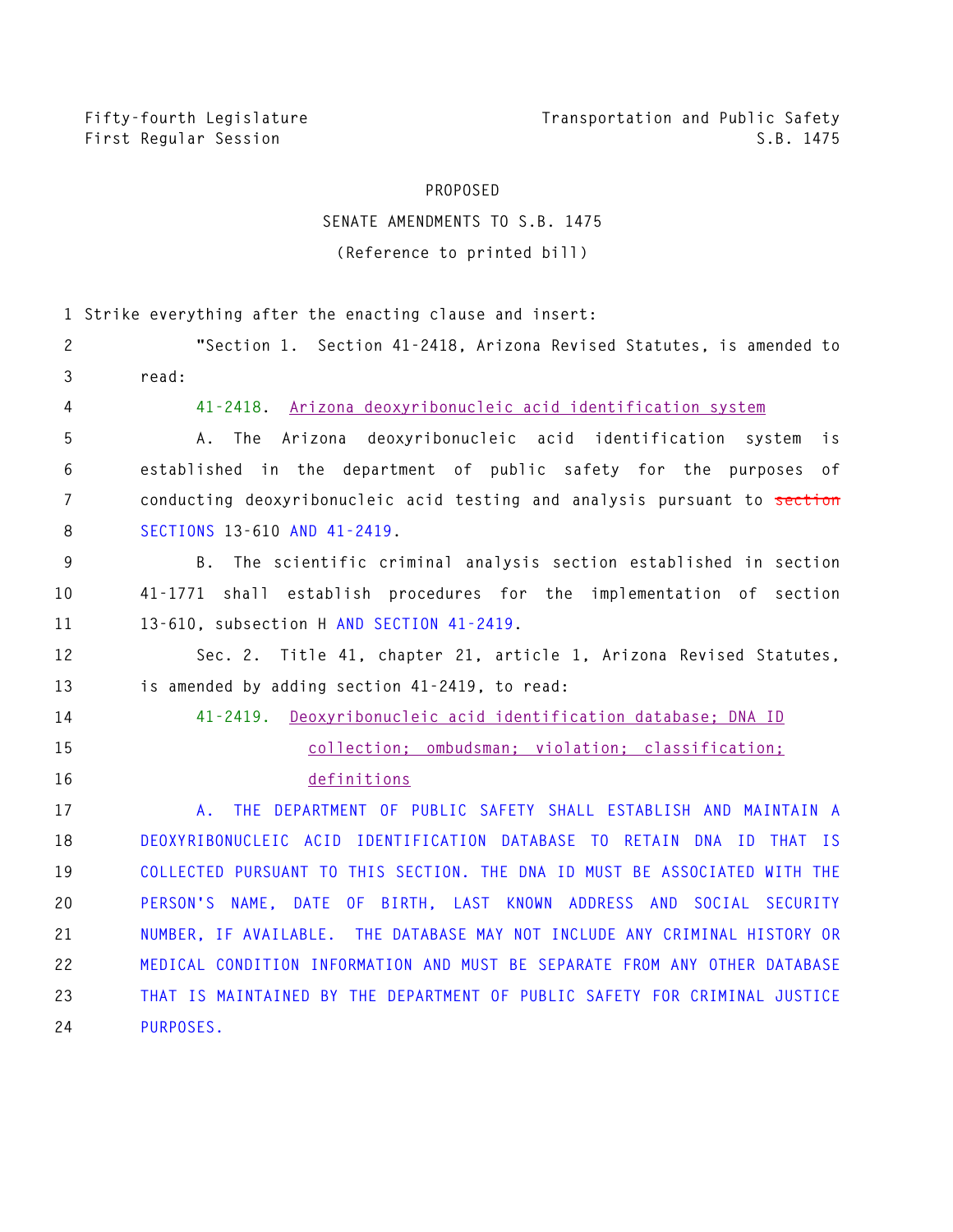Fifty-fourth Legislature
First Regular Session

Transportation and Public Safety
S.B. 1475

PROPOSED

SENATE AMENDMENTS TO S.B. 1475

(Reference to printed bill)

Strike everything after the enacting clause and insert:

"Section 1. Section 41-2418, Arizona Revised Statutes, is amended to read:

41-2418. Arizona deoxyribonucleic acid identification system

A. The Arizona deoxyribonucleic acid identification system is established in the department of public safety for the purposes of conducting deoxyribonucleic acid testing and analysis pursuant to ~~section~~ SECTIONS 13-610 AND 41-2419.

B. The scientific criminal analysis section established in section 41-1771 shall establish procedures for the implementation of section 13-610, subsection H AND SECTION 41-2419.

Sec. 2. Title 41, chapter 21, article 1, Arizona Revised Statutes, is amended by adding section 41-2419, to read:

41-2419. Deoxyribonucleic acid identification database; DNA ID collection; ombudsman; violation; classification; definitions

A. THE DEPARTMENT OF PUBLIC SAFETY SHALL ESTABLISH AND MAINTAIN A DEOXYRIBONUCLEIC ACID IDENTIFICATION DATABASE TO RETAIN DNA ID THAT IS COLLECTED PURSUANT TO THIS SECTION. THE DNA ID MUST BE ASSOCIATED WITH THE PERSON'S NAME, DATE OF BIRTH, LAST KNOWN ADDRESS AND SOCIAL SECURITY NUMBER, IF AVAILABLE. THE DATABASE MAY NOT INCLUDE ANY CRIMINAL HISTORY OR MEDICAL CONDITION INFORMATION AND MUST BE SEPARATE FROM ANY OTHER DATABASE THAT IS MAINTAINED BY THE DEPARTMENT OF PUBLIC SAFETY FOR CRIMINAL JUSTICE PURPOSES.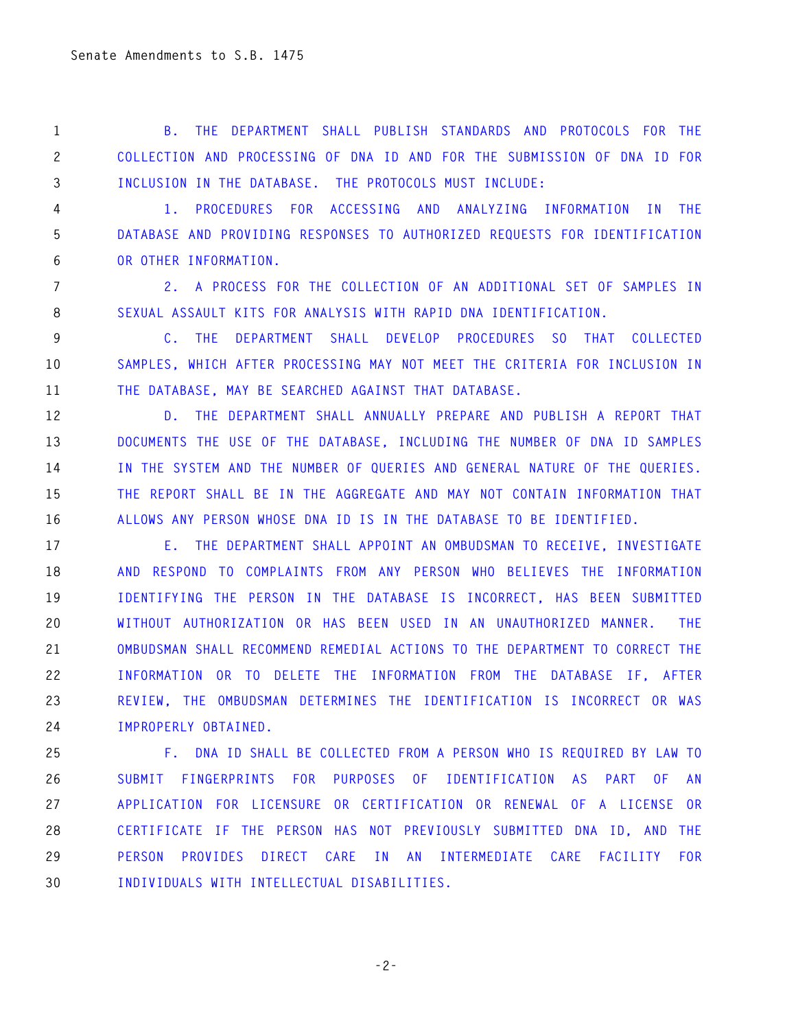B. THE DEPARTMENT SHALL PUBLISH STANDARDS AND PROTOCOLS FOR THE COLLECTION AND PROCESSING OF DNA ID AND FOR THE SUBMISSION OF DNA ID FOR INCLUSION IN THE DATABASE. THE PROTOCOLS MUST INCLUDE:

1. PROCEDURES FOR ACCESSING AND ANALYZING INFORMATION IN THE DATABASE AND PROVIDING RESPONSES TO AUTHORIZED REQUESTS FOR IDENTIFICATION OR OTHER INFORMATION.

2. A PROCESS FOR THE COLLECTION OF AN ADDITIONAL SET OF SAMPLES IN SEXUAL ASSAULT KITS FOR ANALYSIS WITH RAPID DNA IDENTIFICATION.

C. THE DEPARTMENT SHALL DEVELOP PROCEDURES SO THAT COLLECTED SAMPLES, WHICH AFTER PROCESSING MAY NOT MEET THE CRITERIA FOR INCLUSION IN THE DATABASE, MAY BE SEARCHED AGAINST THAT DATABASE.

D. THE DEPARTMENT SHALL ANNUALLY PREPARE AND PUBLISH A REPORT THAT DOCUMENTS THE USE OF THE DATABASE, INCLUDING THE NUMBER OF DNA ID SAMPLES IN THE SYSTEM AND THE NUMBER OF QUERIES AND GENERAL NATURE OF THE QUERIES. THE REPORT SHALL BE IN THE AGGREGATE AND MAY NOT CONTAIN INFORMATION THAT ALLOWS ANY PERSON WHOSE DNA ID IS IN THE DATABASE TO BE IDENTIFIED.

E. THE DEPARTMENT SHALL APPOINT AN OMBUDSMAN TO RECEIVE, INVESTIGATE AND RESPOND TO COMPLAINTS FROM ANY PERSON WHO BELIEVES THE INFORMATION IDENTIFYING THE PERSON IN THE DATABASE IS INCORRECT, HAS BEEN SUBMITTED WITHOUT AUTHORIZATION OR HAS BEEN USED IN AN UNAUTHORIZED MANNER. THE OMBUDSMAN SHALL RECOMMEND REMEDIAL ACTIONS TO THE DEPARTMENT TO CORRECT THE INFORMATION OR TO DELETE THE INFORMATION FROM THE DATABASE IF, AFTER REVIEW, THE OMBUDSMAN DETERMINES THE IDENTIFICATION IS INCORRECT OR WAS IMPROPERLY OBTAINED.

F. DNA ID SHALL BE COLLECTED FROM A PERSON WHO IS REQUIRED BY LAW TO SUBMIT FINGERPRINTS FOR PURPOSES OF IDENTIFICATION AS PART OF AN APPLICATION FOR LICENSURE OR CERTIFICATION OR RENEWAL OF A LICENSE OR CERTIFICATE IF THE PERSON HAS NOT PREVIOUSLY SUBMITTED DNA ID, AND THE PERSON PROVIDES DIRECT CARE IN AN INTERMEDIATE CARE FACILITY FOR INDIVIDUALS WITH INTELLECTUAL DISABILITIES.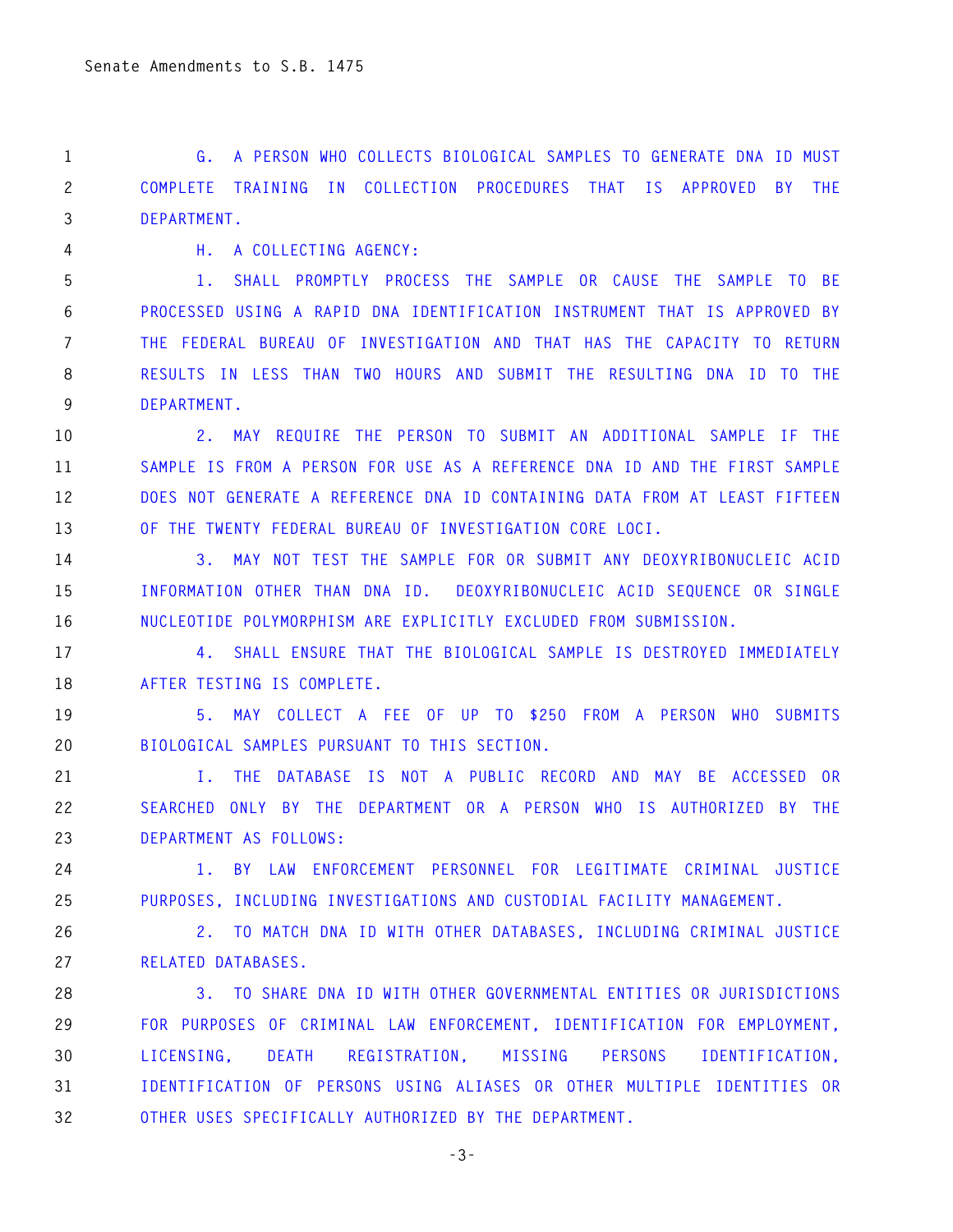G. A PERSON WHO COLLECTS BIOLOGICAL SAMPLES TO GENERATE DNA ID MUST COMPLETE TRAINING IN COLLECTION PROCEDURES THAT IS APPROVED BY THE DEPARTMENT.

H. A COLLECTING AGENCY:

1. SHALL PROMPTLY PROCESS THE SAMPLE OR CAUSE THE SAMPLE TO BE PROCESSED USING A RAPID DNA IDENTIFICATION INSTRUMENT THAT IS APPROVED BY THE FEDERAL BUREAU OF INVESTIGATION AND THAT HAS THE CAPACITY TO RETURN RESULTS IN LESS THAN TWO HOURS AND SUBMIT THE RESULTING DNA ID TO THE DEPARTMENT.

2. MAY REQUIRE THE PERSON TO SUBMIT AN ADDITIONAL SAMPLE IF THE SAMPLE IS FROM A PERSON FOR USE AS A REFERENCE DNA ID AND THE FIRST SAMPLE DOES NOT GENERATE A REFERENCE DNA ID CONTAINING DATA FROM AT LEAST FIFTEEN OF THE TWENTY FEDERAL BUREAU OF INVESTIGATION CORE LOCI.

3. MAY NOT TEST THE SAMPLE FOR OR SUBMIT ANY DEOXYRIBONUCLEIC ACID INFORMATION OTHER THAN DNA ID. DEOXYRIBONUCLEIC ACID SEQUENCE OR SINGLE NUCLEOTIDE POLYMORPHISM ARE EXPLICITLY EXCLUDED FROM SUBMISSION.

4. SHALL ENSURE THAT THE BIOLOGICAL SAMPLE IS DESTROYED IMMEDIATELY AFTER TESTING IS COMPLETE.

5. MAY COLLECT A FEE OF UP TO $250 FROM A PERSON WHO SUBMITS BIOLOGICAL SAMPLES PURSUANT TO THIS SECTION.

I. THE DATABASE IS NOT A PUBLIC RECORD AND MAY BE ACCESSED OR SEARCHED ONLY BY THE DEPARTMENT OR A PERSON WHO IS AUTHORIZED BY THE DEPARTMENT AS FOLLOWS:

1. BY LAW ENFORCEMENT PERSONNEL FOR LEGITIMATE CRIMINAL JUSTICE PURPOSES, INCLUDING INVESTIGATIONS AND CUSTODIAL FACILITY MANAGEMENT.

2. TO MATCH DNA ID WITH OTHER DATABASES, INCLUDING CRIMINAL JUSTICE RELATED DATABASES.

3. TO SHARE DNA ID WITH OTHER GOVERNMENTAL ENTITIES OR JURISDICTIONS FOR PURPOSES OF CRIMINAL LAW ENFORCEMENT, IDENTIFICATION FOR EMPLOYMENT, LICENSING, DEATH REGISTRATION, MISSING PERSONS IDENTIFICATION, IDENTIFICATION OF PERSONS USING ALIASES OR OTHER MULTIPLE IDENTITIES OR OTHER USES SPECIFICALLY AUTHORIZED BY THE DEPARTMENT.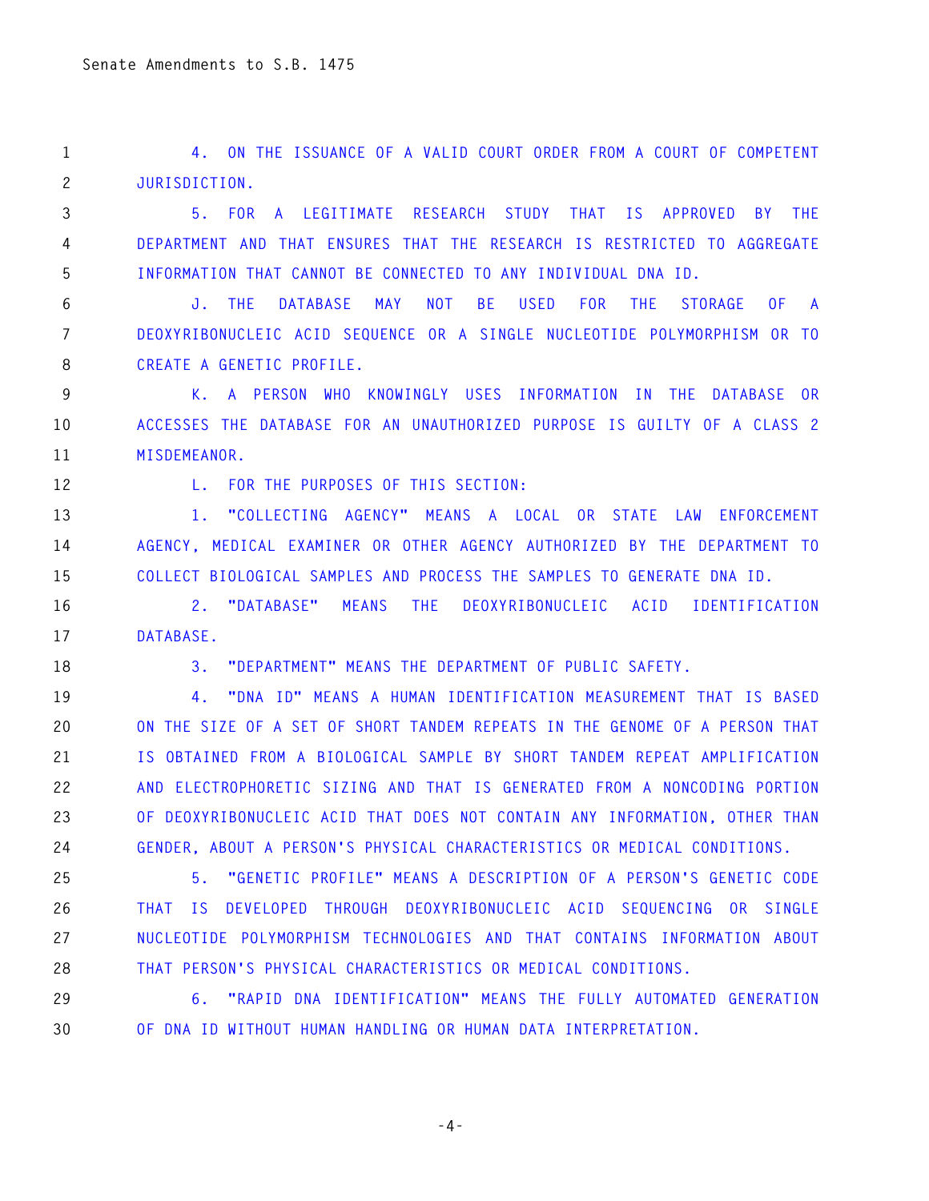4. ON THE ISSUANCE OF A VALID COURT ORDER FROM A COURT OF COMPETENT JURISDICTION.

5. FOR A LEGITIMATE RESEARCH STUDY THAT IS APPROVED BY THE DEPARTMENT AND THAT ENSURES THAT THE RESEARCH IS RESTRICTED TO AGGREGATE INFORMATION THAT CANNOT BE CONNECTED TO ANY INDIVIDUAL DNA ID.

J. THE DATABASE MAY NOT BE USED FOR THE STORAGE OF A DEOXYRIBONUCLEIC ACID SEQUENCE OR A SINGLE NUCLEOTIDE POLYMORPHISM OR TO CREATE A GENETIC PROFILE.

K. A PERSON WHO KNOWINGLY USES INFORMATION IN THE DATABASE OR ACCESSES THE DATABASE FOR AN UNAUTHORIZED PURPOSE IS GUILTY OF A CLASS 2 MISDEMEANOR.

L. FOR THE PURPOSES OF THIS SECTION:

1. "COLLECTING AGENCY" MEANS A LOCAL OR STATE LAW ENFORCEMENT AGENCY, MEDICAL EXAMINER OR OTHER AGENCY AUTHORIZED BY THE DEPARTMENT TO COLLECT BIOLOGICAL SAMPLES AND PROCESS THE SAMPLES TO GENERATE DNA ID.

2. "DATABASE" MEANS THE DEOXYRIBONUCLEIC ACID IDENTIFICATION DATABASE.

3. "DEPARTMENT" MEANS THE DEPARTMENT OF PUBLIC SAFETY.

4. "DNA ID" MEANS A HUMAN IDENTIFICATION MEASUREMENT THAT IS BASED ON THE SIZE OF A SET OF SHORT TANDEM REPEATS IN THE GENOME OF A PERSON THAT IS OBTAINED FROM A BIOLOGICAL SAMPLE BY SHORT TANDEM REPEAT AMPLIFICATION AND ELECTROPHORETIC SIZING AND THAT IS GENERATED FROM A NONCODING PORTION OF DEOXYRIBONUCLEIC ACID THAT DOES NOT CONTAIN ANY INFORMATION, OTHER THAN GENDER, ABOUT A PERSON'S PHYSICAL CHARACTERISTICS OR MEDICAL CONDITIONS.

5. "GENETIC PROFILE" MEANS A DESCRIPTION OF A PERSON'S GENETIC CODE THAT IS DEVELOPED THROUGH DEOXYRIBONUCLEIC ACID SEQUENCING OR SINGLE NUCLEOTIDE POLYMORPHISM TECHNOLOGIES AND THAT CONTAINS INFORMATION ABOUT THAT PERSON'S PHYSICAL CHARACTERISTICS OR MEDICAL CONDITIONS.

6. "RAPID DNA IDENTIFICATION" MEANS THE FULLY AUTOMATED GENERATION OF DNA ID WITHOUT HUMAN HANDLING OR HUMAN DATA INTERPRETATION.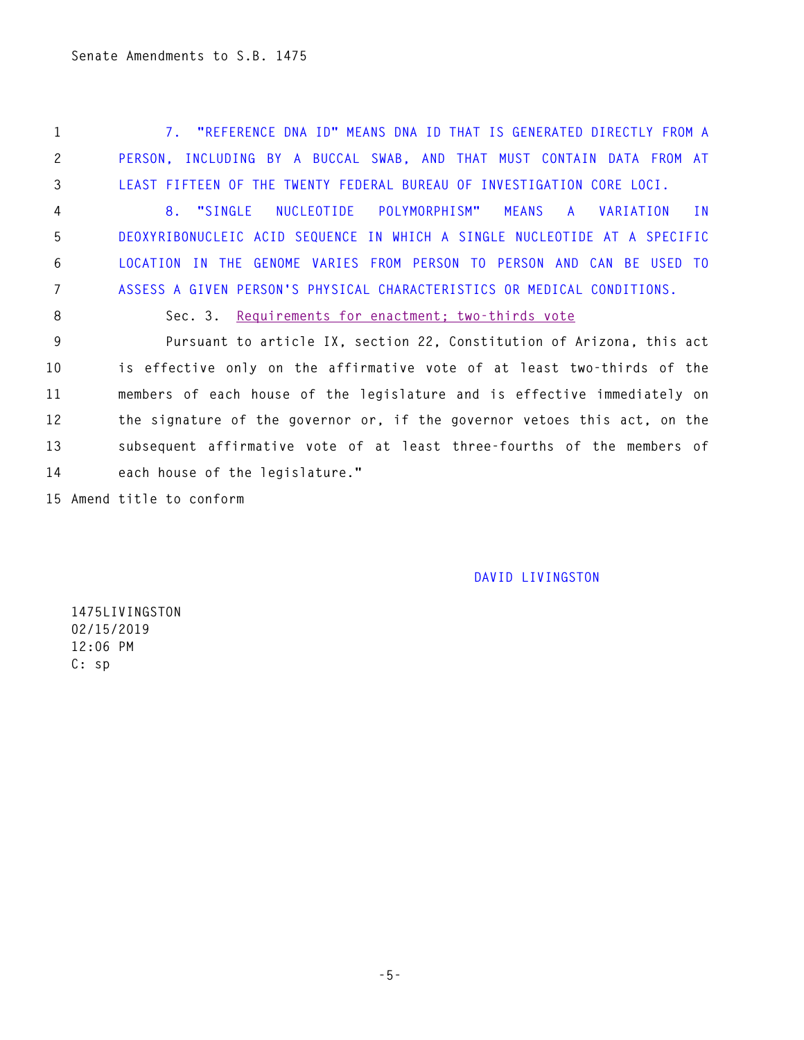7. "REFERENCE DNA ID" MEANS DNA ID THAT IS GENERATED DIRECTLY FROM A PERSON, INCLUDING BY A BUCCAL SWAB, AND THAT MUST CONTAIN DATA FROM AT LEAST FIFTEEN OF THE TWENTY FEDERAL BUREAU OF INVESTIGATION CORE LOCI.

8. "SINGLE NUCLEOTIDE POLYMORPHISM" MEANS A VARIATION IN DEOXYRIBONUCLEIC ACID SEQUENCE IN WHICH A SINGLE NUCLEOTIDE AT A SPECIFIC LOCATION IN THE GENOME VARIES FROM PERSON TO PERSON AND CAN BE USED TO ASSESS A GIVEN PERSON'S PHYSICAL CHARACTERISTICS OR MEDICAL CONDITIONS.

Sec. 3. Requirements for enactment; two-thirds vote

Pursuant to article IX, section 22, Constitution of Arizona, this act is effective only on the affirmative vote of at least two-thirds of the members of each house of the legislature and is effective immediately on the signature of the governor or, if the governor vetoes this act, on the subsequent affirmative vote of at least three-fourths of the members of each house of the legislature."

Amend title to conform

DAVID LIVINGSTON

1475LIVINGSTON
02/15/2019
12:06 PM
C: sp